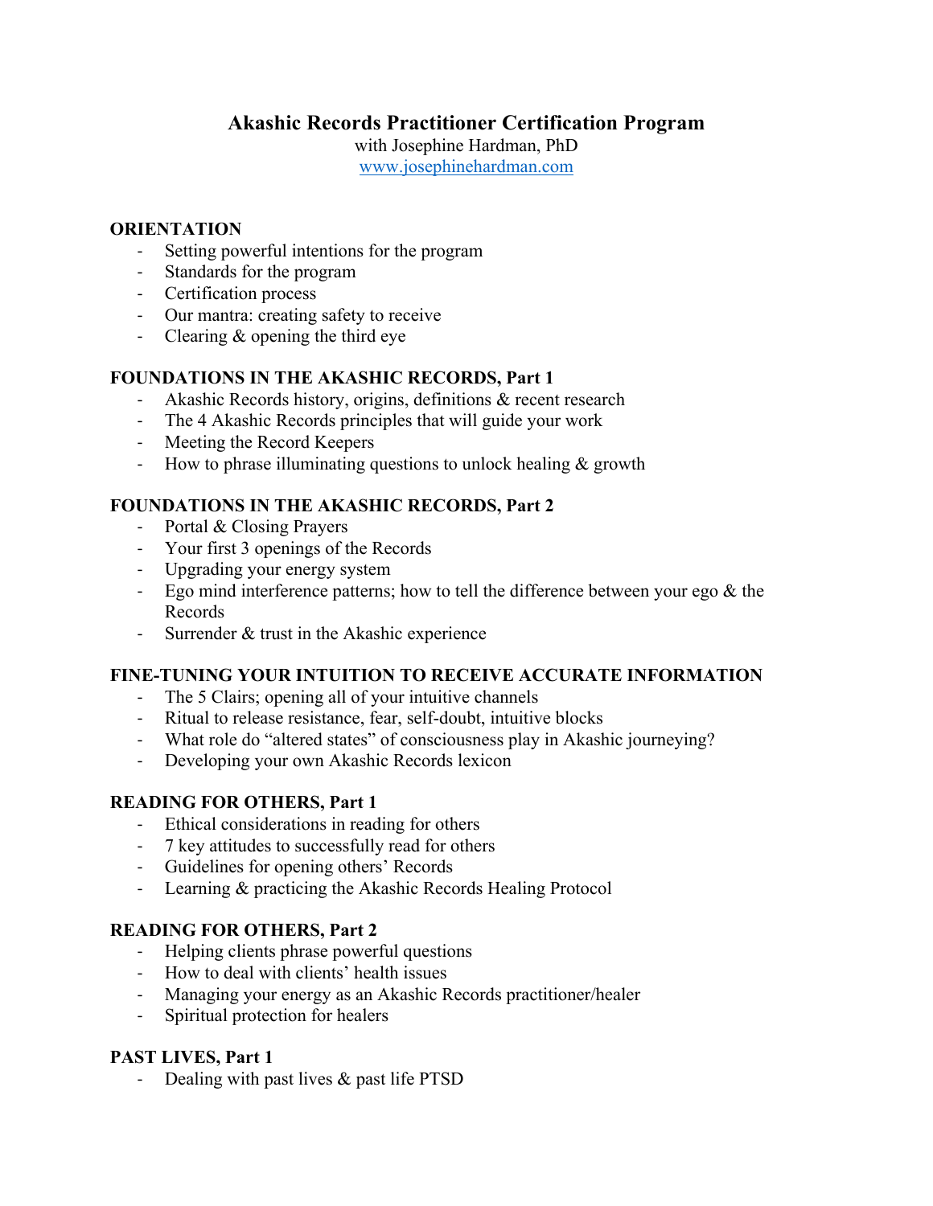# Akashic Records Practitioner Certification Program

with Josephine Hardman, PhD

[www.josephinehardman.com](http://www.josephinehardman.com)

**ORIENTATION**

- Setting powerful intentions for the program
- Standards for the program
- Certification process
- Our mantra: creating safety to receive
- Clearing & opening the third eye

**FOUNDATIONS IN THE AKASHIC RECORDS, Part 1**

- Akashic Records history, origins, definitions & recent research
- The 4 Akashic Records principles that will guide your work
- Meeting the Record Keepers
- How to phrase illuminating questions to unlock healing & growth

**FOUNDATIONS IN THE AKASHIC RECORDS, Part 2**

- Portal & Closing Prayers
- Your first 3 openings of the Records
- Upgrading your energy system
- Ego mind interference patterns; how to tell the difference between your ego & the Records
- Surrender & trust in the Akashic experience

**FINE-TUNING YOUR INTUITION TO RECEIVE ACCURATE INFORMATION**

- The 5 Clairs; opening all of your intuitive channels
- Ritual to release resistance, fear, self-doubt, intuitive blocks
- What role do "altered states" of consciousness play in Akashic journeying?
- Developing your own Akashic Records lexicon

**READING FOR OTHERS, Part 1**

- Ethical considerations in reading for others
- 7 key attitudes to successfully read for others
- Guidelines for opening others' Records
- Learning & practicing the Akashic Records Healing Protocol

**READING FOR OTHERS, Part 2**

- Helping clients phrase powerful questions
- How to deal with clients' health issues
- Managing your energy as an Akashic Records practitioner/healer
- Spiritual protection for healers

**PAST LIVES, Part 1**

- Dealing with past lives & past life PTSD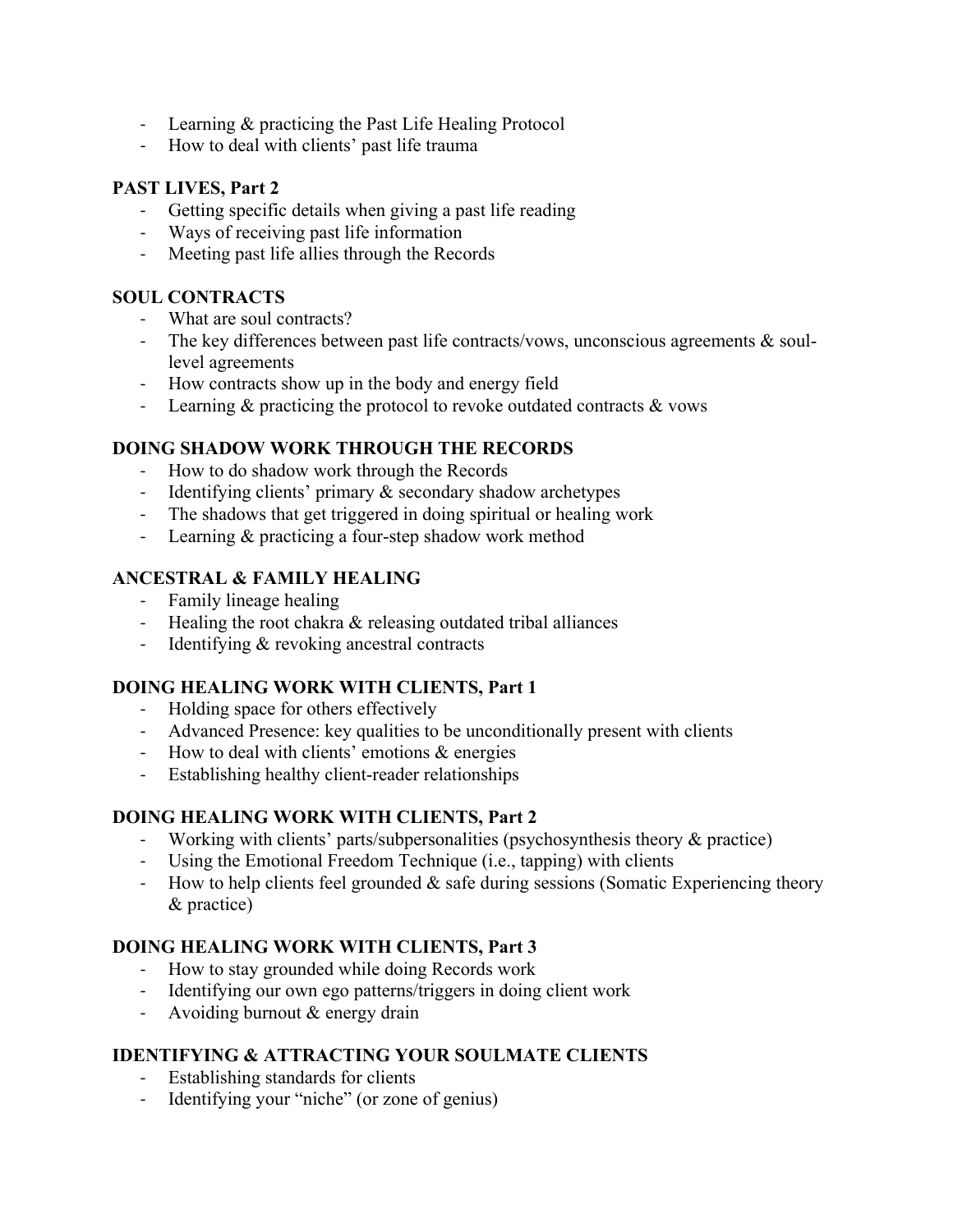- Learning & practicing the Past Life Healing Protocol
- How to deal with clients' past life trauma

**PAST LIVES, Part 2**

- Getting specific details when giving a past life reading
- Ways of receiving past life information
- Meeting past life allies through the Records

**SOUL CONTRACTS**

- What are soul contracts?
- The key differences between past life contracts/vows, unconscious agreements & soul-level agreements
- How contracts show up in the body and energy field
- Learning & practicing the protocol to revoke outdated contracts & vows

**DOING SHADOW WORK THROUGH THE RECORDS**

- How to do shadow work through the Records
- Identifying clients' primary & secondary shadow archetypes
- The shadows that get triggered in doing spiritual or healing work
- Learning & practicing a four-step shadow work method

**ANCESTRAL & FAMILY HEALING**

- Family lineage healing
- Healing the root chakra & releasing outdated tribal alliances
- Identifying & revoking ancestral contracts

**DOING HEALING WORK WITH CLIENTS, Part 1**

- Holding space for others effectively
- Advanced Presence: key qualities to be unconditionally present with clients
- How to deal with clients' emotions & energies
- Establishing healthy client-reader relationships

**DOING HEALING WORK WITH CLIENTS, Part 2**

- Working with clients' parts/subpersonalities (psychosynthesis theory & practice)
- Using the Emotional Freedom Technique (i.e., tapping) with clients
- How to help clients feel grounded & safe during sessions (Somatic Experiencing theory & practice)

**DOING HEALING WORK WITH CLIENTS, Part 3**

- How to stay grounded while doing Records work
- Identifying our own ego patterns/triggers in doing client work
- Avoiding burnout & energy drain

**IDENTIFYING & ATTRACTING YOUR SOULMATE CLIENTS**

- Establishing standards for clients
- Identifying your "niche" (or zone of genius)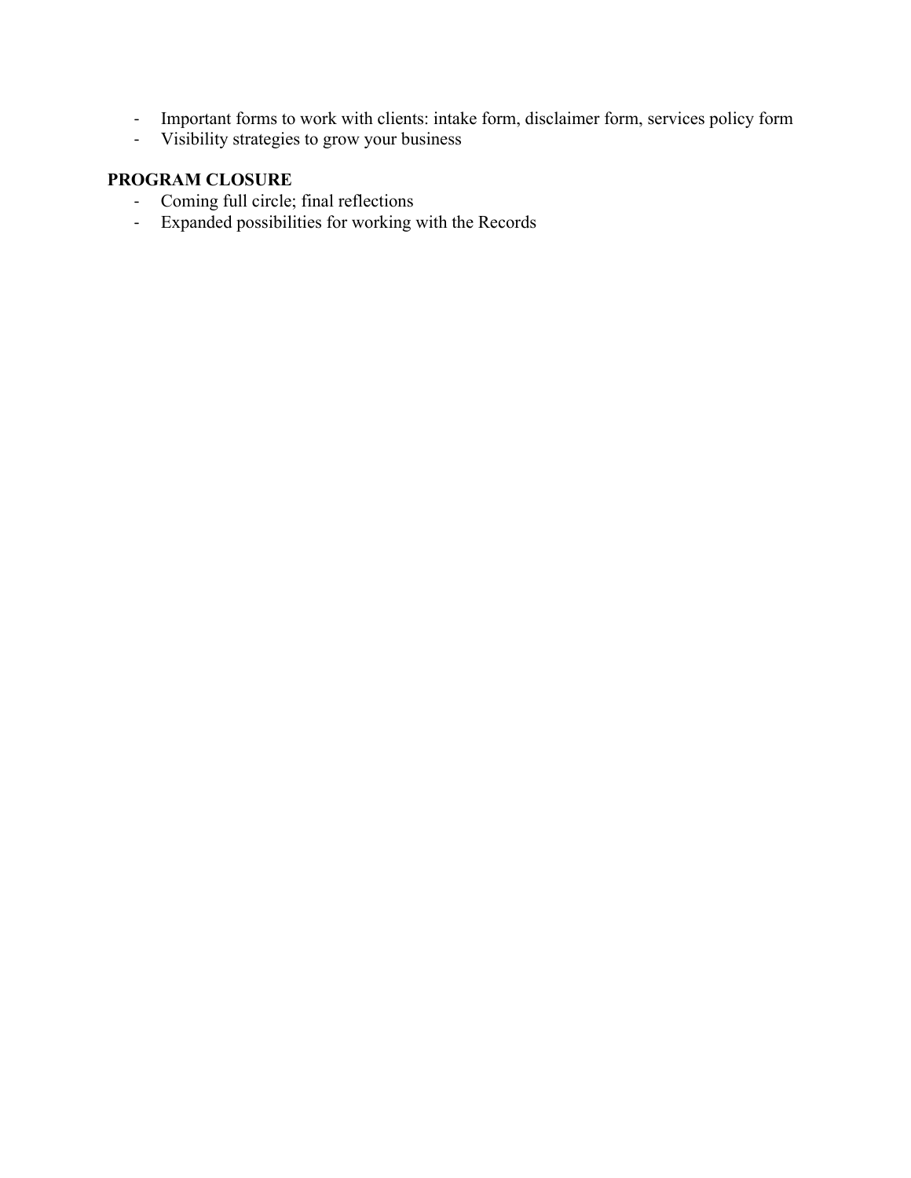- Important forms to work with clients: intake form, disclaimer form, services policy form
- Visibility strategies to grow your business

**PROGRAM CLOSURE**

- Coming full circle; final reflections
- Expanded possibilities for working with the Records